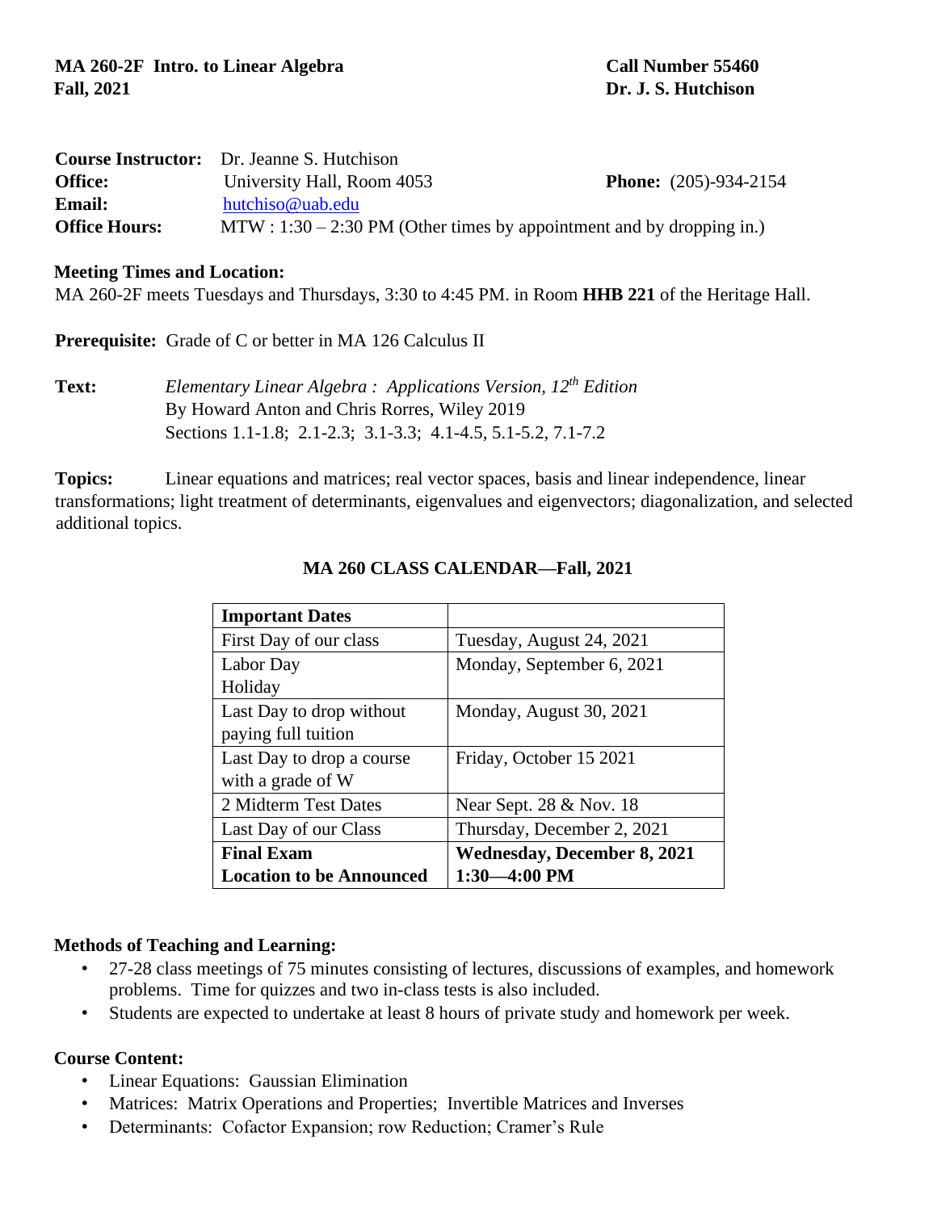**MA 260-2F Intro. to Linear Algebra** **Call Number 55460**
**Fall, 2021** **Dr. J. S. Hutchison**

**Course Instructor:** Dr. Jeanne S. Hutchison
**Office:** University Hall, Room 4053 **Phone:** (205)-934-2154
**Email:** hutchiso@uab.edu
**Office Hours:** MTW : 1:30 – 2:30 PM (Other times by appointment and by dropping in.)

**Meeting Times and Location:**
MA 260-2F meets Tuesdays and Thursdays, 3:30 to 4:45 PM. in Room **HHB 221** of the Heritage Hall.

**Prerequisite:** Grade of C or better in MA 126 Calculus II

**Text:** *Elementary Linear Algebra : Applications Version, 12th Edition*
By Howard Anton and Chris Rorres, Wiley 2019
Sections 1.1-1.8; 2.1-2.3; 3.1-3.3; 4.1-4.5, 5.1-5.2, 7.1-7.2

**Topics:** Linear equations and matrices; real vector spaces, basis and linear independence, linear transformations; light treatment of determinants, eigenvalues and eigenvectors; diagonalization, and selected additional topics.

## MA 260 CLASS CALENDAR—Fall, 2021

| **Important Dates** | |
|---|---|
| First Day of our class | Tuesday, August 24, 2021 |
| Labor Day Holiday | Monday, September 6, 2021 |
| Last Day to drop without paying full tuition | Monday, August 30, 2021 |
| Last Day to drop a course with a grade of W | Friday, October 15 2021 |
| 2 Midterm Test Dates | Near Sept. 28 & Nov. 18 |
| Last Day of our Class | Thursday, December 2, 2021 |
| **Final Exam Location to be Announced** | **Wednesday, December 8, 2021 1:30—4:00 PM** |

**Methods of Teaching and Learning:**

- 27-28 class meetings of 75 minutes consisting of lectures, discussions of examples, and homework problems. Time for quizzes and two in-class tests is also included.
- Students are expected to undertake at least 8 hours of private study and homework per week.

**Course Content:**

- Linear Equations: Gaussian Elimination
- Matrices: Matrix Operations and Properties; Invertible Matrices and Inverses
- Determinants: Cofactor Expansion; row Reduction; Cramer's Rule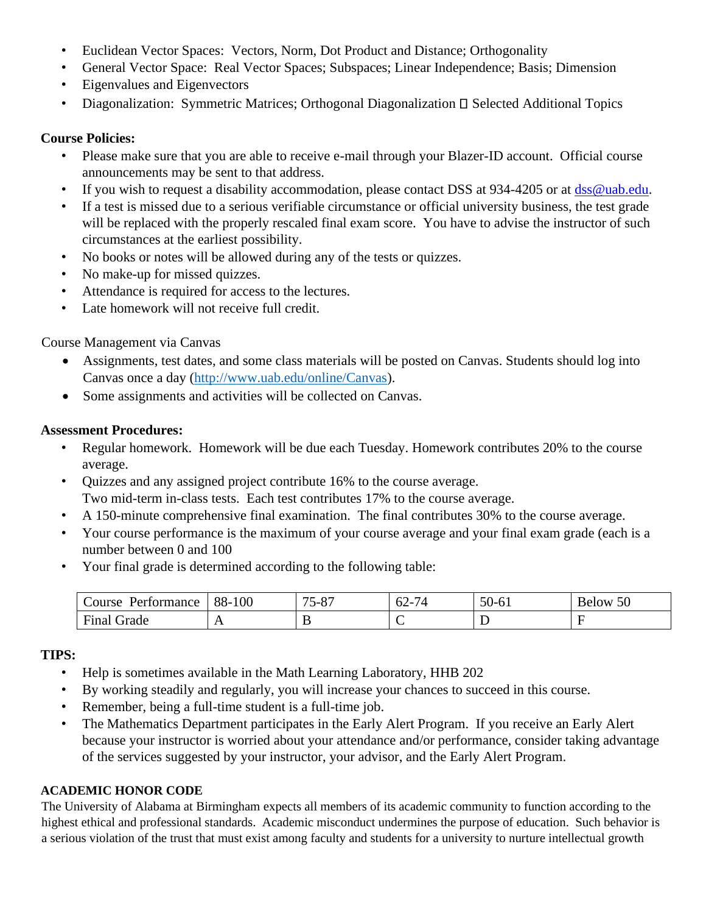- Euclidean Vector Spaces: Vectors, Norm, Dot Product and Distance; Orthogonality
- General Vector Space: Real Vector Spaces; Subspaces; Linear Independence; Basis; Dimension
- Eigenvalues and Eigenvectors
- Diagonalization: Symmetric Matrices; Orthogonal Diagonalization  Selected Additional Topics

**Course Policies:**

- Please make sure that you are able to receive e-mail through your Blazer-ID account. Official course announcements may be sent to that address.
- If you wish to request a disability accommodation, please contact DSS at 934-4205 or at dss@uab.edu.
- If a test is missed due to a serious verifiable circumstance or official university business, the test grade will be replaced with the properly rescaled final exam score. You have to advise the instructor of such circumstances at the earliest possibility.
- No books or notes will be allowed during any of the tests or quizzes.
- No make-up for missed quizzes.
- Attendance is required for access to the lectures.
- Late homework will not receive full credit.

Course Management via Canvas

- Assignments, test dates, and some class materials will be posted on Canvas. Students should log into Canvas once a day (http://www.uab.edu/online/Canvas).
- Some assignments and activities will be collected on Canvas.

**Assessment Procedures:**

- Regular homework. Homework will be due each Tuesday. Homework contributes 20% to the course average.
- Quizzes and any assigned project contribute 16% to the course average.
  Two mid-term in-class tests. Each test contributes 17% to the course average.
- A 150-minute comprehensive final examination. The final contributes 30% to the course average.
- Your course performance is the maximum of your course average and your final exam grade (each is a number between 0 and 100
- Your final grade is determined according to the following table:

| Course Performance | 88-100 | 75-87 | 62-74 | 50-61 | Below 50 |
|---|---|---|---|---|---|
| Final Grade | A | B | C | D | F |

**TIPS:**

- Help is sometimes available in the Math Learning Laboratory, HHB 202
- By working steadily and regularly, you will increase your chances to succeed in this course.
- Remember, being a full-time student is a full-time job.
- The Mathematics Department participates in the Early Alert Program. If you receive an Early Alert because your instructor is worried about your attendance and/or performance, consider taking advantage of the services suggested by your instructor, your advisor, and the Early Alert Program.

**ACADEMIC HONOR CODE**

The University of Alabama at Birmingham expects all members of its academic community to function according to the highest ethical and professional standards. Academic misconduct undermines the purpose of education. Such behavior is a serious violation of the trust that must exist among faculty and students for a university to nurture intellectual growth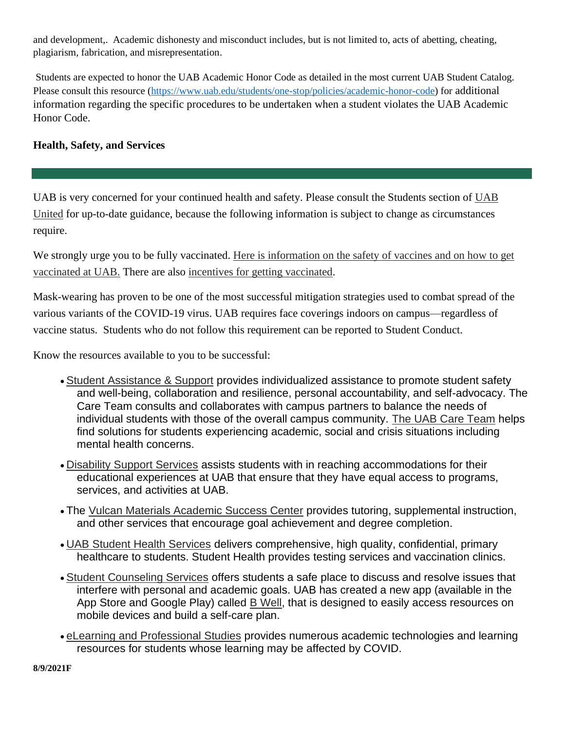and development,. Academic dishonesty and misconduct includes, but is not limited to, acts of abetting, cheating, plagiarism, fabrication, and misrepresentation.

Students are expected to honor the UAB Academic Honor Code as detailed in the most current UAB Student Catalog. Please consult this resource (https://www.uab.edu/students/one-stop/policies/academic-honor-code) for additional information regarding the specific procedures to be undertaken when a student violates the UAB Academic Honor Code.

**Health, Safety, and Services**

UAB is very concerned for your continued health and safety. Please consult the Students section of UAB United for up-to-date guidance, because the following information is subject to change as circumstances require.

We strongly urge you to be fully vaccinated. Here is information on the safety of vaccines and on how to get vaccinated at UAB. There are also incentives for getting vaccinated.

Mask-wearing has proven to be one of the most successful mitigation strategies used to combat spread of the various variants of the COVID-19 virus. UAB requires face coverings indoors on campus—regardless of vaccine status. Students who do not follow this requirement can be reported to Student Conduct.

Know the resources available to you to be successful:

- Student Assistance & Support provides individualized assistance to promote student safety and well-being, collaboration and resilience, personal accountability, and self-advocacy. The Care Team consults and collaborates with campus partners to balance the needs of individual students with those of the overall campus community. The UAB Care Team helps find solutions for students experiencing academic, social and crisis situations including mental health concerns.
- Disability Support Services assists students with in reaching accommodations for their educational experiences at UAB that ensure that they have equal access to programs, services, and activities at UAB.
- The Vulcan Materials Academic Success Center provides tutoring, supplemental instruction, and other services that encourage goal achievement and degree completion.
- UAB Student Health Services delivers comprehensive, high quality, confidential, primary healthcare to students. Student Health provides testing services and vaccination clinics.
- Student Counseling Services offers students a safe place to discuss and resolve issues that interfere with personal and academic goals. UAB has created a new app (available in the App Store and Google Play) called B Well, that is designed to easily access resources on mobile devices and build a self-care plan.
- eLearning and Professional Studies provides numerous academic technologies and learning resources for students whose learning may be affected by COVID.

**8/9/2021F**